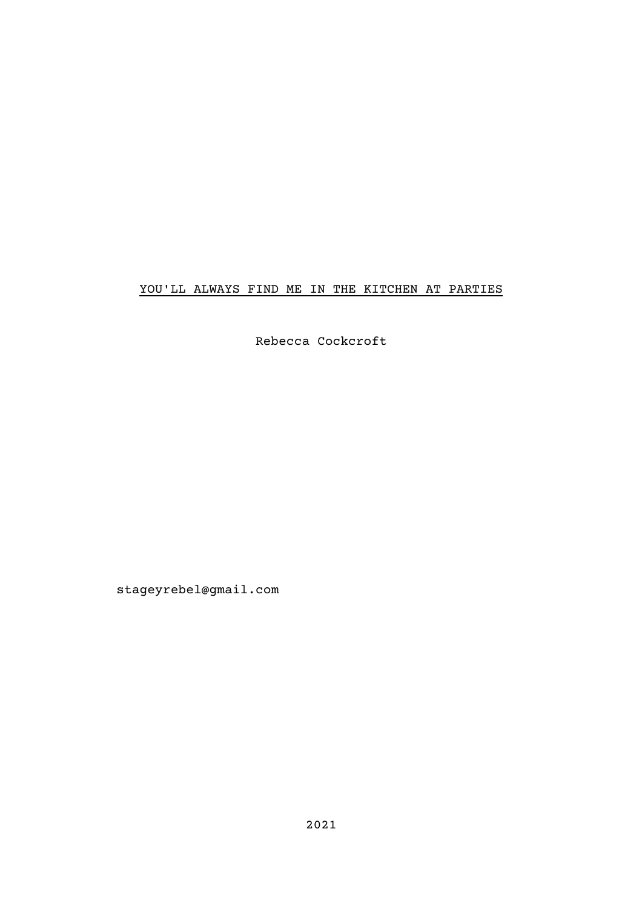# <u>YOU'LL ALWAYS FIND ME IN THE KITCHEN AT PARTIES</u>

Rebecca Cockcroft

stageyrebel@gmail.com

2021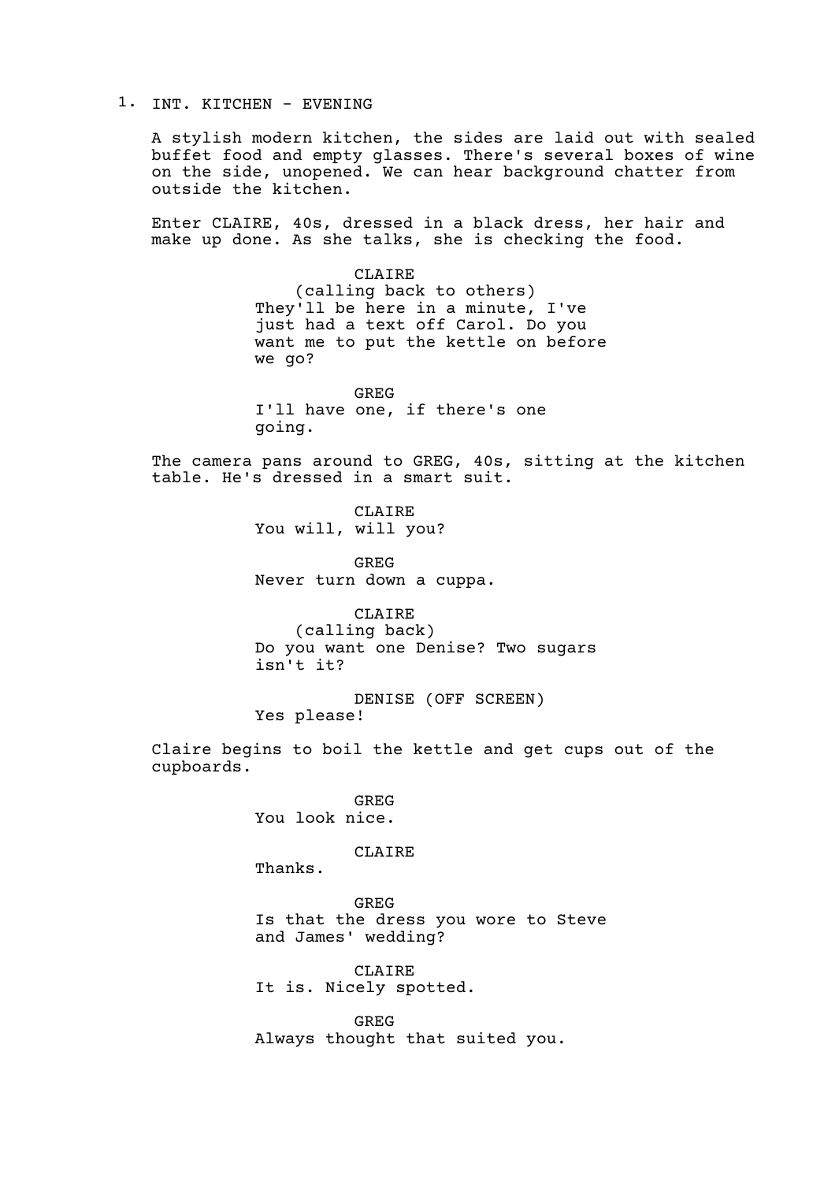1. INT. KITCHEN - EVENING

A stylish modern kitchen, the sides are laid out with sealed buffet food and empty glasses. There's several boxes of wine on the side, unopened. We can hear background chatter from outside the kitchen.

Enter CLAIRE, 40s, dressed in a black dress, her hair and make up done. As she talks, she is checking the food.

CLAIRE
(calling back to others)
They'll be here in a minute, I've just had a text off Carol. Do you want me to put the kettle on before we go?

GREG
I'll have one, if there's one going.

The camera pans around to GREG, 40s, sitting at the kitchen table. He's dressed in a smart suit.

CLAIRE
You will, will you?

GREG
Never turn down a cuppa.

CLAIRE
(calling back)
Do you want one Denise? Two sugars isn't it?

DENISE (OFF SCREEN)
Yes please!

Claire begins to boil the kettle and get cups out of the cupboards.

GREG
You look nice.

CLAIRE
Thanks.

GREG
Is that the dress you wore to Steve and James' wedding?

CLAIRE
It is. Nicely spotted.

GREG
Always thought that suited you.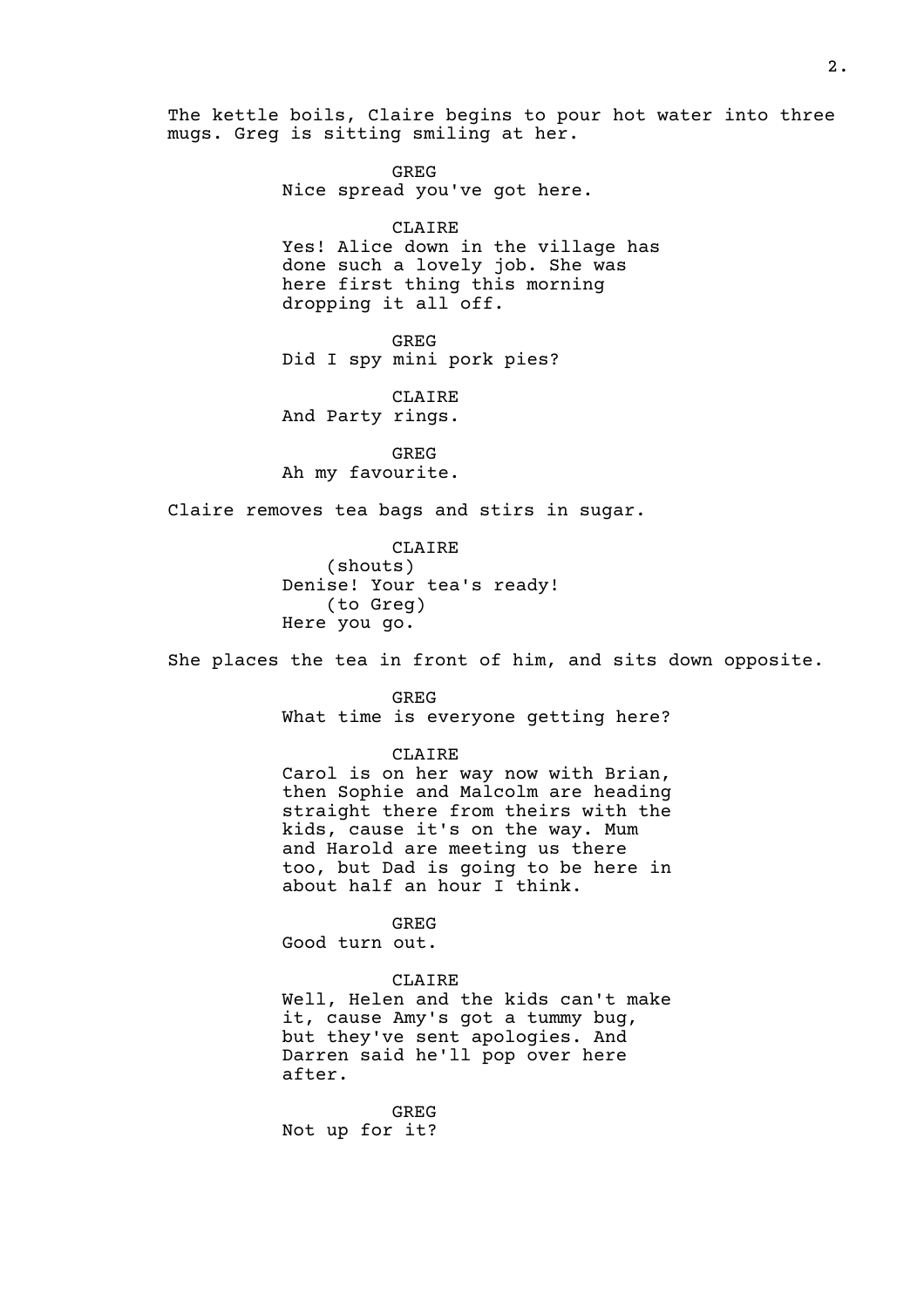The kettle boils, Claire begins to pour hot water into three mugs. Greg is sitting smiling at her.

GREG
Nice spread you've got here.

CLAIRE
Yes! Alice down in the village has done such a lovely job. She was here first thing this morning dropping it all off.

GREG
Did I spy mini pork pies?

CLAIRE
And Party rings.

GREG
Ah my favourite.

Claire removes tea bags and stirs in sugar.

CLAIRE
(shouts)
Denise! Your tea's ready!
(to Greg)
Here you go.

She places the tea in front of him, and sits down opposite.

GREG
What time is everyone getting here?

CLAIRE
Carol is on her way now with Brian, then Sophie and Malcolm are heading straight there from theirs with the kids, cause it's on the way. Mum and Harold are meeting us there too, but Dad is going to be here in about half an hour I think.

GREG
Good turn out.

CLAIRE
Well, Helen and the kids can't make it, cause Amy's got a tummy bug, but they've sent apologies. And Darren said he'll pop over here after.

GREG
Not up for it?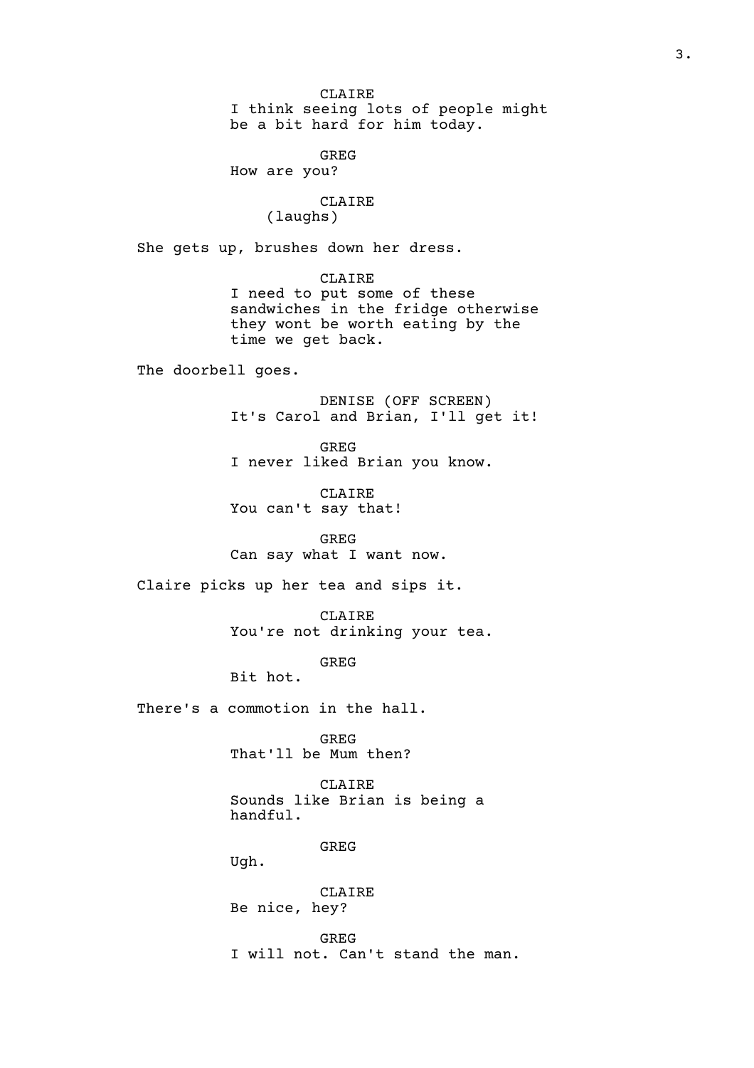CLAIRE
I think seeing lots of people might be a bit hard for him today.

GREG
How are you?

CLAIRE
(laughs)

She gets up, brushes down her dress.

CLAIRE
I need to put some of these sandwiches in the fridge otherwise they wont be worth eating by the time we get back.

The doorbell goes.

DENISE (OFF SCREEN)
It's Carol and Brian, I'll get it!

GREG
I never liked Brian you know.

CLAIRE
You can't say that!

GREG
Can say what I want now.

Claire picks up her tea and sips it.

CLAIRE
You're not drinking your tea.

GREG
Bit hot.

There's a commotion in the hall.

GREG
That'll be Mum then?

CLAIRE
Sounds like Brian is being a handful.

GREG
Ugh.

CLAIRE
Be nice, hey?

GREG
I will not. Can't stand the man.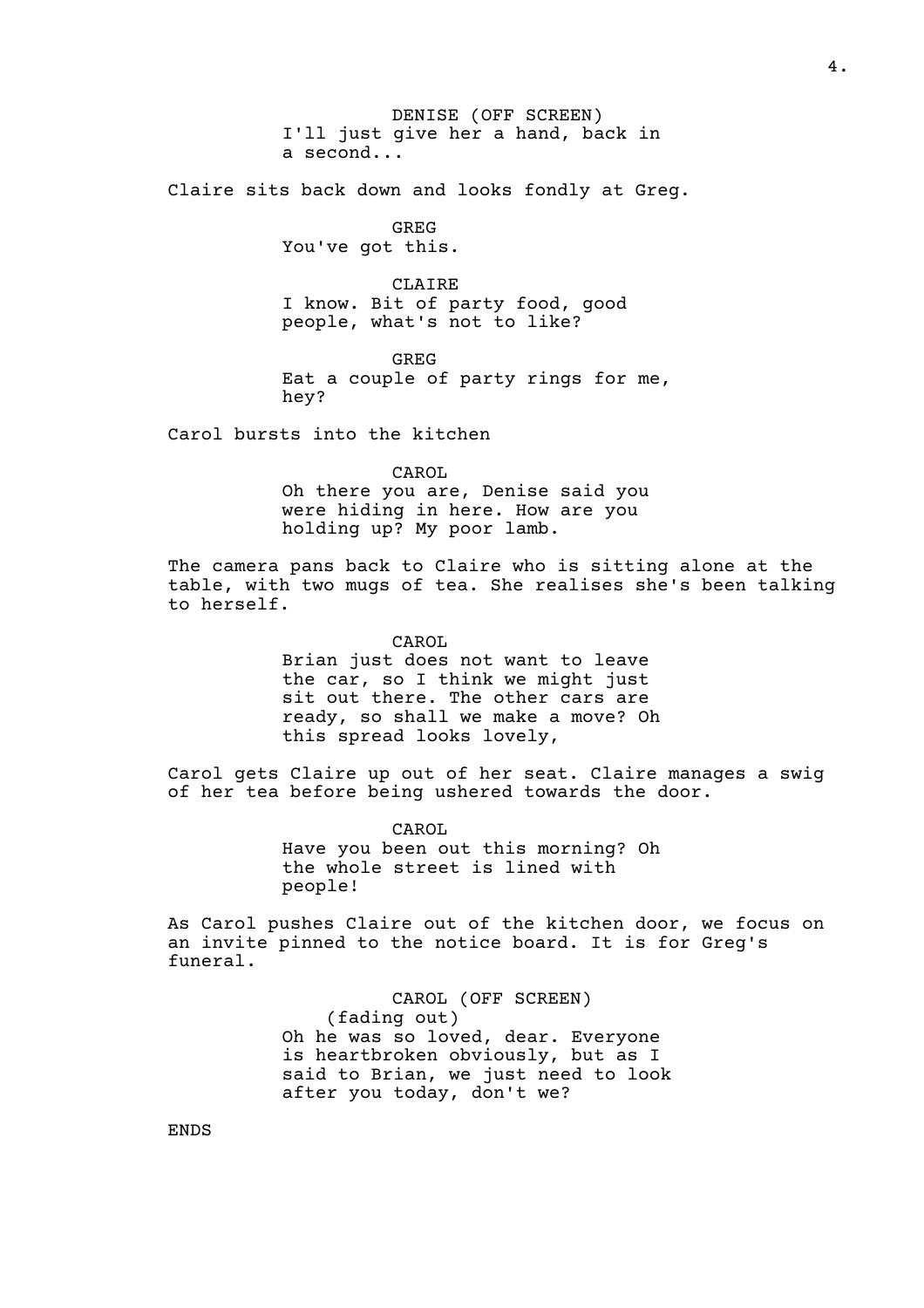DENISE (OFF SCREEN)
I'll just give her a hand, back in a second...

Claire sits back down and looks fondly at Greg.

GREG
You've got this.

CLAIRE
I know. Bit of party food, good people, what's not to like?

GREG
Eat a couple of party rings for me, hey?

Carol bursts into the kitchen

CAROL
Oh there you are, Denise said you were hiding in here. How are you holding up? My poor lamb.

The camera pans back to Claire who is sitting alone at the table, with two mugs of tea. She realises she's been talking to herself.

CAROL
Brian just does not want to leave the car, so I think we might just sit out there. The other cars are ready, so shall we make a move? Oh this spread looks lovely,

Carol gets Claire up out of her seat. Claire manages a swig of her tea before being ushered towards the door.

CAROL
Have you been out this morning? Oh the whole street is lined with people!

As Carol pushes Claire out of the kitchen door, we focus on an invite pinned to the notice board. It is for Greg's funeral.

CAROL (OFF SCREEN)
(fading out)
Oh he was so loved, dear. Everyone is heartbroken obviously, but as I said to Brian, we just need to look after you today, don't we?

ENDS